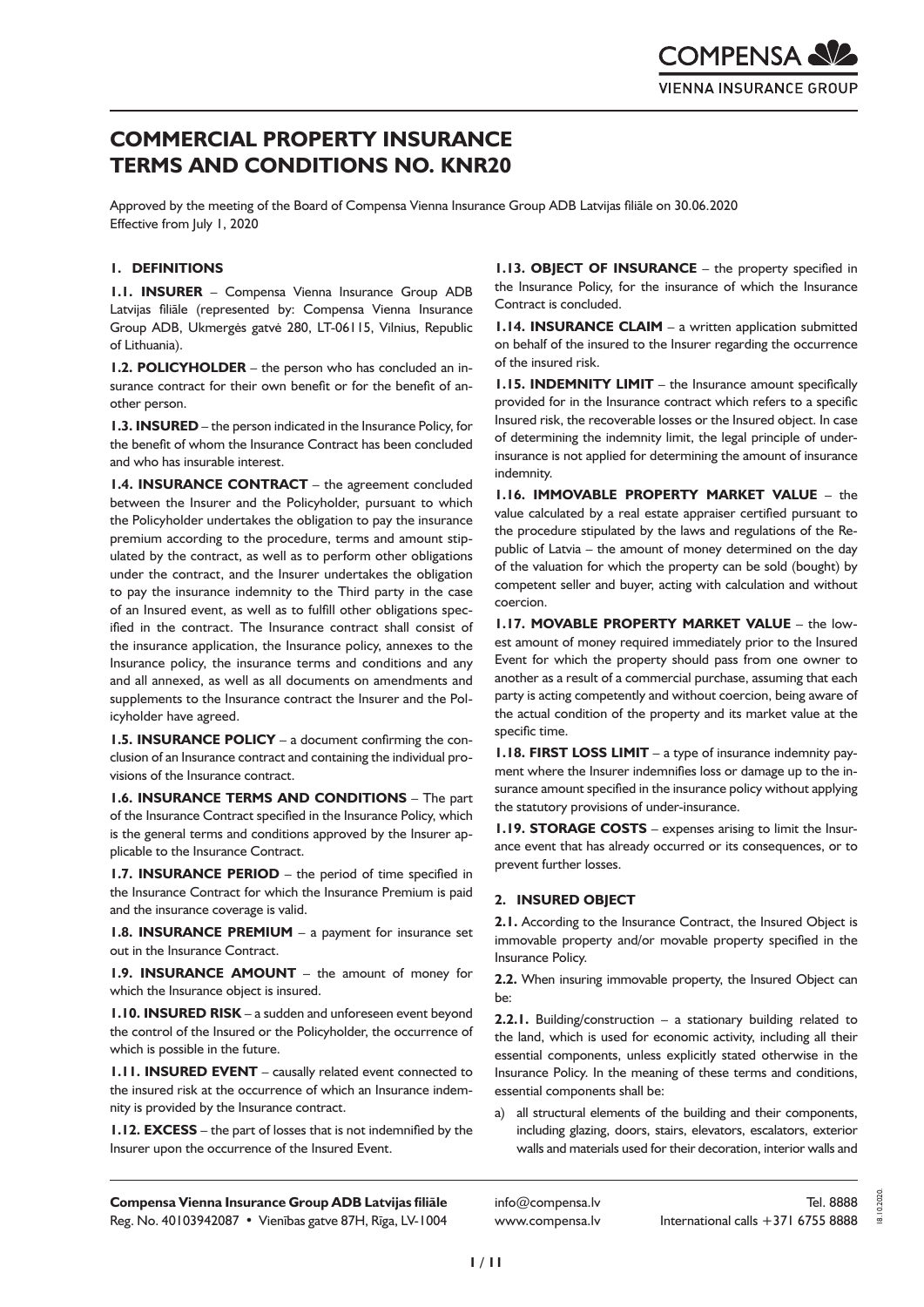# COMMERCIAL PROPERTY INSURANCE TERMS AND CONDITIONS NO. KNR20

Approved by the meeting of the Board of Compensa Vienna Insurance Group ADB Latvijas filiāle on 30.06.2020
Effective from July 1, 2020

## 1. DEFINITIONS

**1.1. INSURER** – Compensa Vienna Insurance Group ADB Latvijas filiāle (represented by: Compensa Vienna Insurance Group ADB, Ukmergės gatvė 280, LT-06115, Vilnius, Republic of Lithuania).

**1.2. POLICYHOLDER** – the person who has concluded an insurance contract for their own benefit or for the benefit of another person.

**1.3. INSURED** – the person indicated in the Insurance Policy, for the benefit of whom the Insurance Contract has been concluded and who has insurable interest.

**1.4. INSURANCE CONTRACT** – the agreement concluded between the Insurer and the Policyholder, pursuant to which the Policyholder undertakes the obligation to pay the insurance premium according to the procedure, terms and amount stipulated by the contract, as well as to perform other obligations under the contract, and the Insurer undertakes the obligation to pay the insurance indemnity to the Third party in the case of an Insured event, as well as to fulfill other obligations specified in the contract. The Insurance contract shall consist of the insurance application, the Insurance policy, annexes to the Insurance policy, the insurance terms and conditions and any and all annexed, as well as all documents on amendments and supplements to the Insurance contract the Insurer and the Policyholder have agreed.

**1.5. INSURANCE POLICY** – a document confirming the conclusion of an Insurance contract and containing the individual provisions of the Insurance contract.

**1.6. INSURANCE TERMS AND CONDITIONS** – The part of the Insurance Contract specified in the Insurance Policy, which is the general terms and conditions approved by the Insurer applicable to the Insurance Contract.

**1.7. INSURANCE PERIOD** – the period of time specified in the Insurance Contract for which the Insurance Premium is paid and the insurance coverage is valid.

**1.8. INSURANCE PREMIUM** – a payment for insurance set out in the Insurance Contract.

**1.9. INSURANCE AMOUNT** – the amount of money for which the Insurance object is insured.

**1.10. INSURED RISK** – a sudden and unforeseen event beyond the control of the Insured or the Policyholder, the occurrence of which is possible in the future.

**1.11. INSURED EVENT** – causally related event connected to the insured risk at the occurrence of which an Insurance indemnity is provided by the Insurance contract.

**1.12. EXCESS** – the part of losses that is not indemnified by the Insurer upon the occurrence of the Insured Event.

**1.13. OBJECT OF INSURANCE** – the property specified in the Insurance Policy, for the insurance of which the Insurance Contract is concluded.

**1.14. INSURANCE CLAIM** – a written application submitted on behalf of the insured to the Insurer regarding the occurrence of the insured risk.

**1.15. INDEMNITY LIMIT** – the Insurance amount specifically provided for in the Insurance contract which refers to a specific Insured risk, the recoverable losses or the Insured object. In case of determining the indemnity limit, the legal principle of underinsurance is not applied for determining the amount of insurance indemnity.

**1.16. IMMOVABLE PROPERTY MARKET VALUE** – the value calculated by a real estate appraiser certified pursuant to the procedure stipulated by the laws and regulations of the Republic of Latvia – the amount of money determined on the day of the valuation for which the property can be sold (bought) by competent seller and buyer, acting with calculation and without coercion.

**1.17. MOVABLE PROPERTY MARKET VALUE** – the lowest amount of money required immediately prior to the Insured Event for which the property should pass from one owner to another as a result of a commercial purchase, assuming that each party is acting competently and without coercion, being aware of the actual condition of the property and its market value at the specific time.

**1.18. FIRST LOSS LIMIT** – a type of insurance indemnity payment where the Insurer indemnifies loss or damage up to the insurance amount specified in the insurance policy without applying the statutory provisions of under-insurance.

**1.19. STORAGE COSTS** – expenses arising to limit the Insurance event that has already occurred or its consequences, or to prevent further losses.

## 2. INSURED OBJECT

**2.1.** According to the Insurance Contract, the Insured Object is immovable property and/or movable property specified in the Insurance Policy.

**2.2.** When insuring immovable property, the Insured Object can be:

**2.2.1.** Building/construction – a stationary building related to the land, which is used for economic activity, including all their essential components, unless explicitly stated otherwise in the Insurance Policy. In the meaning of these terms and conditions, essential components shall be:

a) all structural elements of the building and their components, including glazing, doors, stairs, elevators, escalators, exterior walls and materials used for their decoration, interior walls and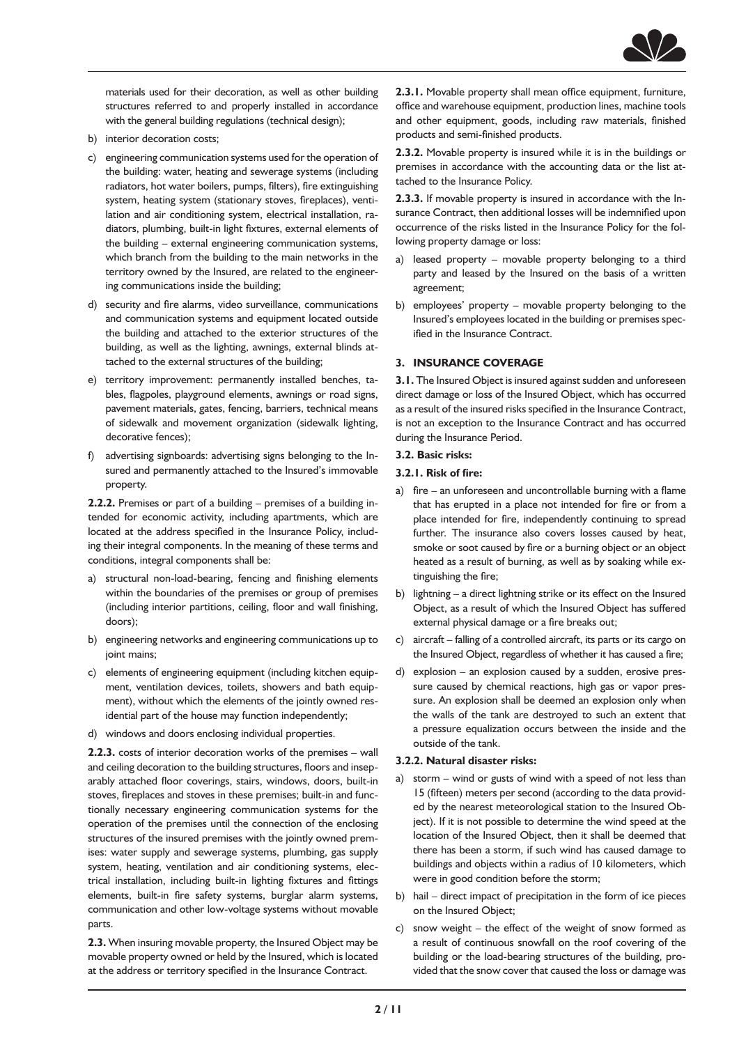materials used for their decoration, as well as other building structures referred to and properly installed in accordance with the general building regulations (technical design);

b) interior decoration costs;

c) engineering communication systems used for the operation of the building: water, heating and sewerage systems (including radiators, hot water boilers, pumps, filters), fire extinguishing system, heating system (stationary stoves, fireplaces), ventilation and air conditioning system, electrical installation, radiators, plumbing, built-in light fixtures, external elements of the building – external engineering communication systems, which branch from the building to the main networks in the territory owned by the Insured, are related to the engineering communications inside the building;

d) security and fire alarms, video surveillance, communications and communication systems and equipment located outside the building and attached to the exterior structures of the building, as well as the lighting, awnings, external blinds attached to the external structures of the building;

e) territory improvement: permanently installed benches, tables, flagpoles, playground elements, awnings or road signs, pavement materials, gates, fencing, barriers, technical means of sidewalk and movement organization (sidewalk lighting, decorative fences);

f) advertising signboards: advertising signs belonging to the Insured and permanently attached to the Insured's immovable property.

**2.2.2.** Premises or part of a building – premises of a building intended for economic activity, including apartments, which are located at the address specified in the Insurance Policy, including their integral components. In the meaning of these terms and conditions, integral components shall be:

a) structural non-load-bearing, fencing and finishing elements within the boundaries of the premises or group of premises (including interior partitions, ceiling, floor and wall finishing, doors);

b) engineering networks and engineering communications up to joint mains;

c) elements of engineering equipment (including kitchen equipment, ventilation devices, toilets, showers and bath equipment), without which the elements of the jointly owned residential part of the house may function independently;

d) windows and doors enclosing individual properties.

**2.2.3.** costs of interior decoration works of the premises – wall and ceiling decoration to the building structures, floors and inseparably attached floor coverings, stairs, windows, doors, built-in stoves, fireplaces and stoves in these premises; built-in and functionally necessary engineering communication systems for the operation of the premises until the connection of the enclosing structures of the insured premises with the jointly owned premises: water supply and sewerage systems, plumbing, gas supply system, heating, ventilation and air conditioning systems, electrical installation, including built-in lighting fixtures and fittings elements, built-in fire safety systems, burglar alarm systems, communication and other low-voltage systems without movable parts.

**2.3.** When insuring movable property, the Insured Object may be movable property owned or held by the Insured, which is located at the address or territory specified in the Insurance Contract.

**2.3.1.** Movable property shall mean office equipment, furniture, office and warehouse equipment, production lines, machine tools and other equipment, goods, including raw materials, finished products and semi-finished products.

**2.3.2.** Movable property is insured while it is in the buildings or premises in accordance with the accounting data or the list attached to the Insurance Policy.

**2.3.3.** If movable property is insured in accordance with the Insurance Contract, then additional losses will be indemnified upon occurrence of the risks listed in the Insurance Policy for the following property damage or loss:

a) leased property – movable property belonging to a third party and leased by the Insured on the basis of a written agreement;

b) employees' property – movable property belonging to the Insured's employees located in the building or premises specified in the Insurance Contract.

## 3. INSURANCE COVERAGE

**3.1.** The Insured Object is insured against sudden and unforeseen direct damage or loss of the Insured Object, which has occurred as a result of the insured risks specified in the Insurance Contract, is not an exception to the Insurance Contract and has occurred during the Insurance Period.

**3.2. Basic risks:**

**3.2.1. Risk of fire:**

a) fire – an unforeseen and uncontrollable burning with a flame that has erupted in a place not intended for fire or from a place intended for fire, independently continuing to spread further. The insurance also covers losses caused by heat, smoke or soot caused by fire or a burning object or an object heated as a result of burning, as well as by soaking while extinguishing the fire;

b) lightning – a direct lightning strike or its effect on the Insured Object, as a result of which the Insured Object has suffered external physical damage or a fire breaks out;

c) aircraft – falling of a controlled aircraft, its parts or its cargo on the Insured Object, regardless of whether it has caused a fire;

d) explosion – an explosion caused by a sudden, erosive pressure caused by chemical reactions, high gas or vapor pressure. An explosion shall be deemed an explosion only when the walls of the tank are destroyed to such an extent that a pressure equalization occurs between the inside and the outside of the tank.

**3.2.2. Natural disaster risks:**

a) storm – wind or gusts of wind with a speed of not less than 15 (fifteen) meters per second (according to the data provided by the nearest meteorological station to the Insured Object). If it is not possible to determine the wind speed at the location of the Insured Object, then it shall be deemed that there has been a storm, if such wind has caused damage to buildings and objects within a radius of 10 kilometers, which were in good condition before the storm;

b) hail – direct impact of precipitation in the form of ice pieces on the Insured Object;

c) snow weight – the effect of the weight of snow formed as a result of continuous snowfall on the roof covering of the building or the load-bearing structures of the building, provided that the snow cover that caused the loss or damage was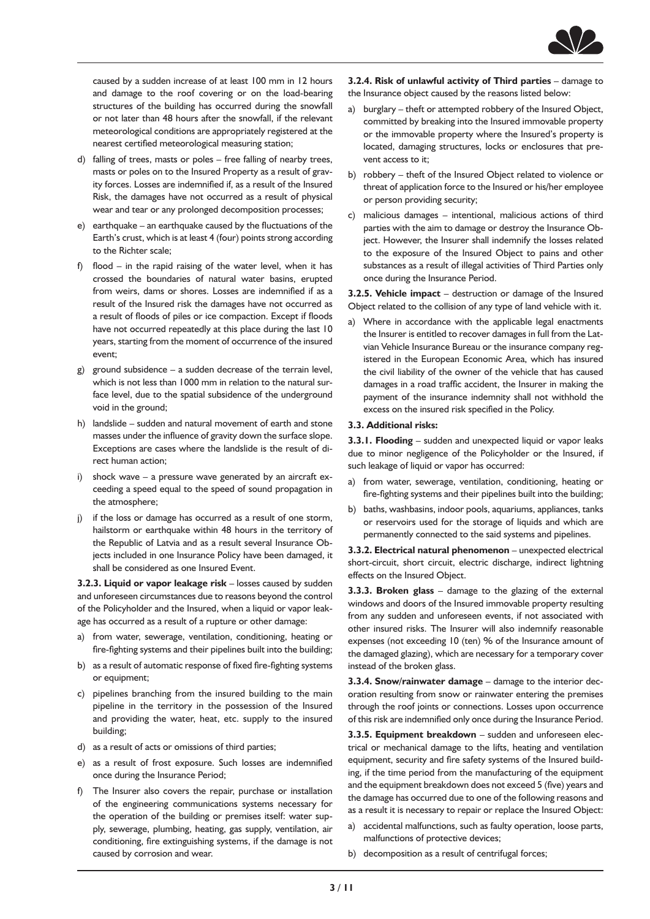caused by a sudden increase of at least 100 mm in 12 hours and damage to the roof covering or on the load-bearing structures of the building has occurred during the snowfall or not later than 48 hours after the snowfall, if the relevant meteorological conditions are appropriately registered at the nearest certified meteorological measuring station;

d) falling of trees, masts or poles – free falling of nearby trees, masts or poles on to the Insured Property as a result of gravity forces. Losses are indemnified if, as a result of the Insured Risk, the damages have not occurred as a result of physical wear and tear or any prolonged decomposition processes;

e) earthquake – an earthquake caused by the fluctuations of the Earth's crust, which is at least 4 (four) points strong according to the Richter scale;

f) flood – in the rapid raising of the water level, when it has crossed the boundaries of natural water basins, erupted from weirs, dams or shores. Losses are indemnified if as a result of the Insured risk the damages have not occurred as a result of floods of piles or ice compaction. Except if floods have not occurred repeatedly at this place during the last 10 years, starting from the moment of occurrence of the insured event;

g) ground subsidence – a sudden decrease of the terrain level, which is not less than 1000 mm in relation to the natural surface level, due to the spatial subsidence of the underground void in the ground;

h) landslide – sudden and natural movement of earth and stone masses under the influence of gravity down the surface slope. Exceptions are cases where the landslide is the result of direct human action;

i) shock wave – a pressure wave generated by an aircraft exceeding a speed equal to the speed of sound propagation in the atmosphere;

j) if the loss or damage has occurred as a result of one storm, hailstorm or earthquake within 48 hours in the territory of the Republic of Latvia and as a result several Insurance Objects included in one Insurance Policy have been damaged, it shall be considered as one Insured Event.

**3.2.3. Liquid or vapor leakage risk** – losses caused by sudden and unforeseen circumstances due to reasons beyond the control of the Policyholder and the Insured, when a liquid or vapor leakage has occurred as a result of a rupture or other damage:

a) from water, sewerage, ventilation, conditioning, heating or fire-fighting systems and their pipelines built into the building;

b) as a result of automatic response of fixed fire-fighting systems or equipment;

c) pipelines branching from the insured building to the main pipeline in the territory in the possession of the Insured and providing the water, heat, etc. supply to the insured building;

d) as a result of acts or omissions of third parties;

e) as a result of frost exposure. Such losses are indemnified once during the Insurance Period;

f) The Insurer also covers the repair, purchase or installation of the engineering communications systems necessary for the operation of the building or premises itself: water supply, sewerage, plumbing, heating, gas supply, ventilation, air conditioning, fire extinguishing systems, if the damage is not caused by corrosion and wear.

**3.2.4. Risk of unlawful activity of Third parties** – damage to the Insurance object caused by the reasons listed below:

a) burglary – theft or attempted robbery of the Insured Object, committed by breaking into the Insured immovable property or the immovable property where the Insured's property is located, damaging structures, locks or enclosures that prevent access to it;

b) robbery – theft of the Insured Object related to violence or threat of application force to the Insured or his/her employee or person providing security;

c) malicious damages – intentional, malicious actions of third parties with the aim to damage or destroy the Insurance Object. However, the Insurer shall indemnify the losses related to the exposure of the Insured Object to pains and other substances as a result of illegal activities of Third Parties only once during the Insurance Period.

**3.2.5. Vehicle impact** – destruction or damage of the Insured Object related to the collision of any type of land vehicle with it.

a) Where in accordance with the applicable legal enactments the Insurer is entitled to recover damages in full from the Latvian Vehicle Insurance Bureau or the insurance company registered in the European Economic Area, which has insured the civil liability of the owner of the vehicle that has caused damages in a road traffic accident, the Insurer in making the payment of the insurance indemnity shall not withhold the excess on the insured risk specified in the Policy.

**3.3. Additional risks:**

**3.3.1. Flooding** – sudden and unexpected liquid or vapor leaks due to minor negligence of the Policyholder or the Insured, if such leakage of liquid or vapor has occurred:

a) from water, sewerage, ventilation, conditioning, heating or fire-fighting systems and their pipelines built into the building;

b) baths, washbasins, indoor pools, aquariums, appliances, tanks or reservoirs used for the storage of liquids and which are permanently connected to the said systems and pipelines.

**3.3.2. Electrical natural phenomenon** – unexpected electrical short-circuit, short circuit, electric discharge, indirect lightning effects on the Insured Object.

**3.3.3. Broken glass** – damage to the glazing of the external windows and doors of the Insured immovable property resulting from any sudden and unforeseen events, if not associated with other insured risks. The Insurer will also indemnify reasonable expenses (not exceeding 10 (ten) % of the Insurance amount of the damaged glazing), which are necessary for a temporary cover instead of the broken glass.

**3.3.4. Snow/rainwater damage** – damage to the interior decoration resulting from snow or rainwater entering the premises through the roof joints or connections. Losses upon occurrence of this risk are indemnified only once during the Insurance Period.

**3.3.5. Equipment breakdown** – sudden and unforeseen electrical or mechanical damage to the lifts, heating and ventilation equipment, security and fire safety systems of the Insured building, if the time period from the manufacturing of the equipment and the equipment breakdown does not exceed 5 (five) years and the damage has occurred due to one of the following reasons and as a result it is necessary to repair or replace the Insured Object:

a) accidental malfunctions, such as faulty operation, loose parts, malfunctions of protective devices;

b) decomposition as a result of centrifugal forces;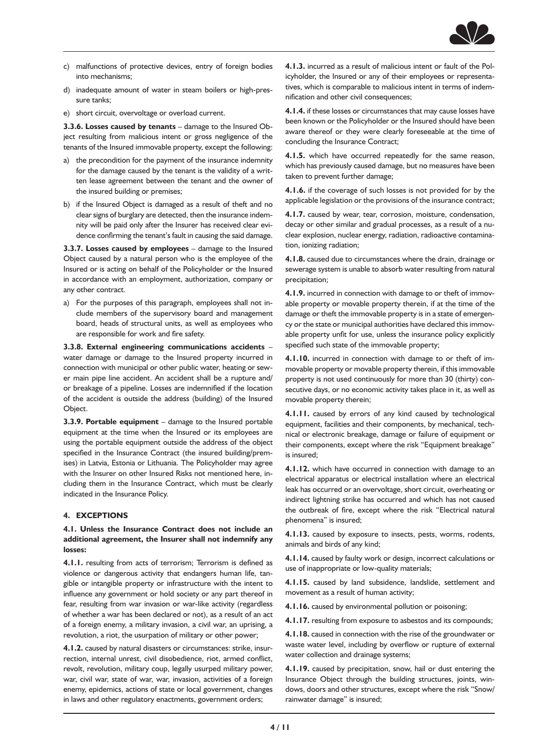c) malfunctions of protective devices, entry of foreign bodies into mechanisms;

d) inadequate amount of water in steam boilers or high-pressure tanks;

e) short circuit, overvoltage or overload current.

**3.3.6. Losses caused by tenants** – damage to the Insured Object resulting from malicious intent or gross negligence of the tenants of the Insured immovable property, except the following:

a) the precondition for the payment of the insurance indemnity for the damage caused by the tenant is the validity of a written lease agreement between the tenant and the owner of the insured building or premises;

b) if the Insured Object is damaged as a result of theft and no clear signs of burglary are detected, then the insurance indemnity will be paid only after the Insurer has received clear evidence confirming the tenant's fault in causing the said damage.

**3.3.7. Losses caused by employees** – damage to the Insured Object caused by a natural person who is the employee of the Insured or is acting on behalf of the Policyholder or the Insured in accordance with an employment, authorization, company or any other contract.

a) For the purposes of this paragraph, employees shall not include members of the supervisory board and management board, heads of structural units, as well as employees who are responsible for work and fire safety.

**3.3.8. External engineering communications accidents** – water damage or damage to the Insured property incurred in connection with municipal or other public water, heating or sewer main pipe line accident. An accident shall be a rupture and/or breakage of a pipeline. Losses are indemnified if the location of the accident is outside the address (building) of the Insured Object.

**3.3.9. Portable equipment** – damage to the Insured portable equipment at the time when the Insured or its employees are using the portable equipment outside the address of the object specified in the Insurance Contract (the insured building/premises) in Latvia, Estonia or Lithuania. The Policyholder may agree with the Insurer on other Insured Risks not mentioned here, including them in the Insurance Contract, which must be clearly indicated in the Insurance Policy.

## 4. EXCEPTIONS

### 4.1. Unless the Insurance Contract does not include an additional agreement, the Insurer shall not indemnify any losses:

**4.1.1.** resulting from acts of terrorism; Terrorism is defined as violence or dangerous activity that endangers human life, tangible or intangible property or infrastructure with the intent to influence any government or hold society or any part thereof in fear, resulting from war invasion or war-like activity (regardless of whether a war has been declared or not), as a result of an act of a foreign enemy, a military invasion, a civil war, an uprising, a revolution, a riot, the usurpation of military or other power;

**4.1.2.** caused by natural disasters or circumstances: strike, insurrection, internal unrest, civil disobedience, riot, armed conflict, revolt, revolution, military coup, legally usurped military power, war, civil war, state of war, war, invasion, activities of a foreign enemy, epidemics, actions of state or local government, changes in laws and other regulatory enactments, government orders;

**4.1.3.** incurred as a result of malicious intent or fault of the Policyholder, the Insured or any of their employees or representatives, which is comparable to malicious intent in terms of indemnification and other civil consequences;

**4.1.4.** if these losses or circumstances that may cause losses have been known or the Policyholder or the Insured should have been aware thereof or they were clearly foreseeable at the time of concluding the Insurance Contract;

**4.1.5.** which have occurred repeatedly for the same reason, which has previously caused damage, but no measures have been taken to prevent further damage;

**4.1.6.** if the coverage of such losses is not provided for by the applicable legislation or the provisions of the insurance contract;

**4.1.7.** caused by wear, tear, corrosion, moisture, condensation, decay or other similar and gradual processes, as a result of a nuclear explosion, nuclear energy, radiation, radioactive contamination, ionizing radiation;

**4.1.8.** caused due to circumstances where the drain, drainage or sewerage system is unable to absorb water resulting from natural precipitation;

**4.1.9.** incurred in connection with damage to or theft of immovable property or movable property therein, if at the time of the damage or theft the immovable property is in a state of emergency or the state or municipal authorities have declared this immovable property unfit for use, unless the insurance policy explicitly specified such state of the immovable property;

**4.1.10.** incurred in connection with damage to or theft of immovable property or movable property therein, if this immovable property is not used continuously for more than 30 (thirty) consecutive days, or no economic activity takes place in it, as well as movable property therein;

**4.1.11.** caused by errors of any kind caused by technological equipment, facilities and their components, by mechanical, technical or electronic breakage, damage or failure of equipment or their components, except where the risk "Equipment breakage" is insured;

**4.1.12.** which have occurred in connection with damage to an electrical apparatus or electrical installation where an electrical leak has occurred or an overvoltage, short circuit, overheating or indirect lightning strike has occurred and which has not caused the outbreak of fire, except where the risk "Electrical natural phenomena" is insured;

**4.1.13.** caused by exposure to insects, pests, worms, rodents, animals and birds of any kind;

**4.1.14.** caused by faulty work or design, incorrect calculations or use of inappropriate or low-quality materials;

**4.1.15.** caused by land subsidence, landslide, settlement and movement as a result of human activity;

**4.1.16.** caused by environmental pollution or poisoning;

**4.1.17.** resulting from exposure to asbestos and its compounds;

**4.1.18.** caused in connection with the rise of the groundwater or waste water level, including by overflow or rupture of external water collection and drainage systems;

**4.1.19.** caused by precipitation, snow, hail or dust entering the Insurance Object through the building structures, joints, windows, doors and other structures, except where the risk "Snow/rainwater damage" is insured;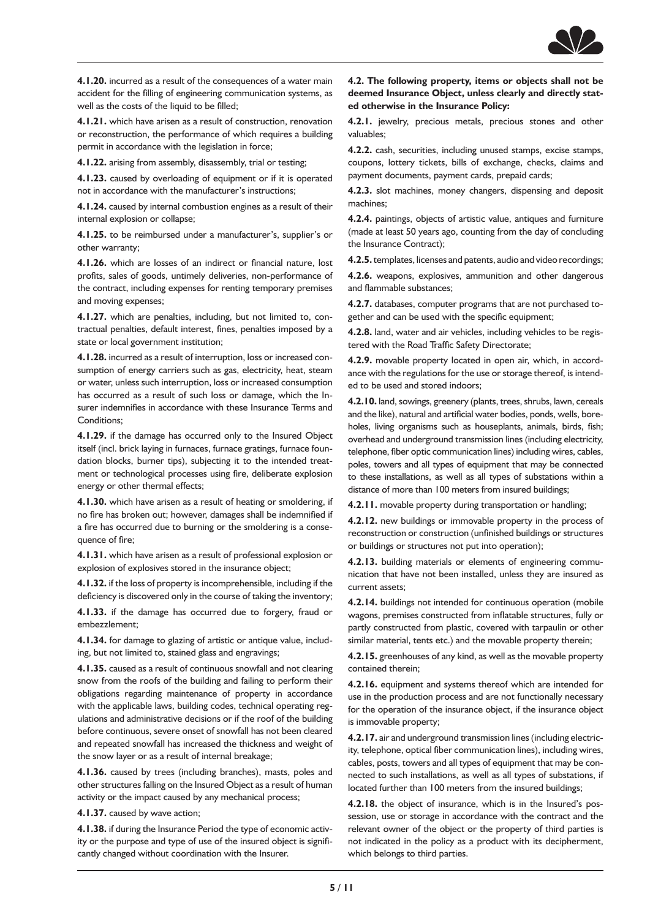**4.1.20.** incurred as a result of the consequences of a water main accident for the filling of engineering communication systems, as well as the costs of the liquid to be filled;

**4.1.21.** which have arisen as a result of construction, renovation or reconstruction, the performance of which requires a building permit in accordance with the legislation in force;

**4.1.22.** arising from assembly, disassembly, trial or testing;

**4.1.23.** caused by overloading of equipment or if it is operated not in accordance with the manufacturer's instructions;

**4.1.24.** caused by internal combustion engines as a result of their internal explosion or collapse;

**4.1.25.** to be reimbursed under a manufacturer's, supplier's or other warranty;

**4.1.26.** which are losses of an indirect or financial nature, lost profits, sales of goods, untimely deliveries, non-performance of the contract, including expenses for renting temporary premises and moving expenses;

**4.1.27.** which are penalties, including, but not limited to, contractual penalties, default interest, fines, penalties imposed by a state or local government institution;

**4.1.28.** incurred as a result of interruption, loss or increased consumption of energy carriers such as gas, electricity, heat, steam or water, unless such interruption, loss or increased consumption has occurred as a result of such loss or damage, which the Insurer indemnifies in accordance with these Insurance Terms and Conditions;

**4.1.29.** if the damage has occurred only to the Insured Object itself (incl. brick laying in furnaces, furnace gratings, furnace foundation blocks, burner tips), subjecting it to the intended treatment or technological processes using fire, deliberate explosion energy or other thermal effects;

**4.1.30.** which have arisen as a result of heating or smoldering, if no fire has broken out; however, damages shall be indemnified if a fire has occurred due to burning or the smoldering is a consequence of fire;

**4.1.31.** which have arisen as a result of professional explosion or explosion of explosives stored in the insurance object;

**4.1.32.** if the loss of property is incomprehensible, including if the deficiency is discovered only in the course of taking the inventory;

**4.1.33.** if the damage has occurred due to forgery, fraud or embezzlement;

**4.1.34.** for damage to glazing of artistic or antique value, including, but not limited to, stained glass and engravings;

**4.1.35.** caused as a result of continuous snowfall and not clearing snow from the roofs of the building and failing to perform their obligations regarding maintenance of property in accordance with the applicable laws, building codes, technical operating regulations and administrative decisions or if the roof of the building before continuous, severe onset of snowfall has not been cleared and repeated snowfall has increased the thickness and weight of the snow layer or as a result of internal breakage;

**4.1.36.** caused by trees (including branches), masts, poles and other structures falling on the Insured Object as a result of human activity or the impact caused by any mechanical process;

**4.1.37.** caused by wave action;

**4.1.38.** if during the Insurance Period the type of economic activity or the purpose and type of use of the insured object is significantly changed without coordination with the Insurer.

**4.2. The following property, items or objects shall not be deemed Insurance Object, unless clearly and directly stated otherwise in the Insurance Policy:**

**4.2.1.** jewelry, precious metals, precious stones and other valuables;

**4.2.2.** cash, securities, including unused stamps, excise stamps, coupons, lottery tickets, bills of exchange, checks, claims and payment documents, payment cards, prepaid cards;

**4.2.3.** slot machines, money changers, dispensing and deposit machines;

**4.2.4.** paintings, objects of artistic value, antiques and furniture (made at least 50 years ago, counting from the day of concluding the Insurance Contract);

**4.2.5.** templates, licenses and patents, audio and video recordings;

**4.2.6.** weapons, explosives, ammunition and other dangerous and flammable substances;

**4.2.7.** databases, computer programs that are not purchased together and can be used with the specific equipment;

**4.2.8.** land, water and air vehicles, including vehicles to be registered with the Road Traffic Safety Directorate;

**4.2.9.** movable property located in open air, which, in accordance with the regulations for the use or storage thereof, is intended to be used and stored indoors;

**4.2.10.** land, sowings, greenery (plants, trees, shrubs, lawn, cereals and the like), natural and artificial water bodies, ponds, wells, boreholes, living organisms such as houseplants, animals, birds, fish; overhead and underground transmission lines (including electricity, telephone, fiber optic communication lines) including wires, cables, poles, towers and all types of equipment that may be connected to these installations, as well as all types of substations within a distance of more than 100 meters from insured buildings;

**4.2.11.** movable property during transportation or handling;

**4.2.12.** new buildings or immovable property in the process of reconstruction or construction (unfinished buildings or structures or buildings or structures not put into operation);

**4.2.13.** building materials or elements of engineering communication that have not been installed, unless they are insured as current assets;

**4.2.14.** buildings not intended for continuous operation (mobile wagons, premises constructed from inflatable structures, fully or partly constructed from plastic, covered with tarpaulin or other similar material, tents etc.) and the movable property therein;

**4.2.15.** greenhouses of any kind, as well as the movable property contained therein;

**4.2.16.** equipment and systems thereof which are intended for use in the production process and are not functionally necessary for the operation of the insurance object, if the insurance object is immovable property;

**4.2.17.** air and underground transmission lines (including electricity, telephone, optical fiber communication lines), including wires, cables, posts, towers and all types of equipment that may be connected to such installations, as well as all types of substations, if located further than 100 meters from the insured buildings;

**4.2.18.** the object of insurance, which is in the Insured's possession, use or storage in accordance with the contract and the relevant owner of the object or the property of third parties is not indicated in the policy as a product with its decipherment, which belongs to third parties.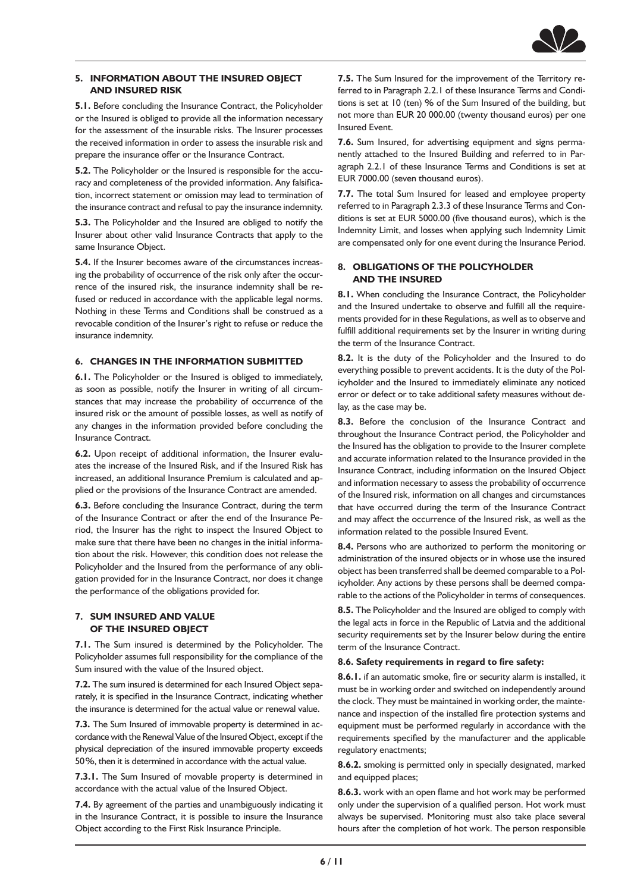## 5. INFORMATION ABOUT THE INSURED OBJECT AND INSURED RISK

**5.1.** Before concluding the Insurance Contract, the Policyholder or the Insured is obliged to provide all the information necessary for the assessment of the insurable risks. The Insurer processes the received information in order to assess the insurable risk and prepare the insurance offer or the Insurance Contract.

**5.2.** The Policyholder or the Insured is responsible for the accuracy and completeness of the provided information. Any falsification, incorrect statement or omission may lead to termination of the insurance contract and refusal to pay the insurance indemnity.

**5.3.** The Policyholder and the Insured are obliged to notify the Insurer about other valid Insurance Contracts that apply to the same Insurance Object.

**5.4.** If the Insurer becomes aware of the circumstances increasing the probability of occurrence of the risk only after the occurrence of the insured risk, the insurance indemnity shall be refused or reduced in accordance with the applicable legal norms. Nothing in these Terms and Conditions shall be construed as a revocable condition of the Insurer's right to refuse or reduce the insurance indemnity.

## 6. CHANGES IN THE INFORMATION SUBMITTED

**6.1.** The Policyholder or the Insured is obliged to immediately, as soon as possible, notify the Insurer in writing of all circumstances that may increase the probability of occurrence of the insured risk or the amount of possible losses, as well as notify of any changes in the information provided before concluding the Insurance Contract.

**6.2.** Upon receipt of additional information, the Insurer evaluates the increase of the Insured Risk, and if the Insured Risk has increased, an additional Insurance Premium is calculated and applied or the provisions of the Insurance Contract are amended.

**6.3.** Before concluding the Insurance Contract, during the term of the Insurance Contract or after the end of the Insurance Period, the Insurer has the right to inspect the Insured Object to make sure that there have been no changes in the initial information about the risk. However, this condition does not release the Policyholder and the Insured from the performance of any obligation provided for in the Insurance Contract, nor does it change the performance of the obligations provided for.

## 7. SUM INSURED AND VALUE OF THE INSURED OBJECT

**7.1.** The Sum insured is determined by the Policyholder. The Policyholder assumes full responsibility for the compliance of the Sum insured with the value of the Insured object.

**7.2.** The sum insured is determined for each Insured Object separately, it is specified in the Insurance Contract, indicating whether the insurance is determined for the actual value or renewal value.

**7.3.** The Sum Insured of immovable property is determined in accordance with the Renewal Value of the Insured Object, except if the physical depreciation of the insured immovable property exceeds 50%, then it is determined in accordance with the actual value.

**7.3.1.** The Sum Insured of movable property is determined in accordance with the actual value of the Insured Object.

**7.4.** By agreement of the parties and unambiguously indicating it in the Insurance Contract, it is possible to insure the Insurance Object according to the First Risk Insurance Principle.

**7.5.** The Sum Insured for the improvement of the Territory referred to in Paragraph 2.2.1 of these Insurance Terms and Conditions is set at 10 (ten) % of the Sum Insured of the building, but not more than EUR 20 000.00 (twenty thousand euros) per one Insured Event.

**7.6.** Sum Insured, for advertising equipment and signs permanently attached to the Insured Building and referred to in Paragraph 2.2.1 of these Insurance Terms and Conditions is set at EUR 7000.00 (seven thousand euros).

**7.7.** The total Sum Insured for leased and employee property referred to in Paragraph 2.3.3 of these Insurance Terms and Conditions is set at EUR 5000.00 (five thousand euros), which is the Indemnity Limit, and losses when applying such Indemnity Limit are compensated only for one event during the Insurance Period.

## 8. OBLIGATIONS OF THE POLICYHOLDER AND THE INSURED

**8.1.** When concluding the Insurance Contract, the Policyholder and the Insured undertake to observe and fulfill all the requirements provided for in these Regulations, as well as to observe and fulfill additional requirements set by the Insurer in writing during the term of the Insurance Contract.

**8.2.** It is the duty of the Policyholder and the Insured to do everything possible to prevent accidents. It is the duty of the Policyholder and the Insured to immediately eliminate any noticed error or defect or to take additional safety measures without delay, as the case may be.

**8.3.** Before the conclusion of the Insurance Contract and throughout the Insurance Contract period, the Policyholder and the Insured has the obligation to provide to the Insurer complete and accurate information related to the Insurance provided in the Insurance Contract, including information on the Insured Object and information necessary to assess the probability of occurrence of the Insured risk, information on all changes and circumstances that have occurred during the term of the Insurance Contract and may affect the occurrence of the Insured risk, as well as the information related to the possible Insured Event.

**8.4.** Persons who are authorized to perform the monitoring or administration of the insured objects or in whose use the insured object has been transferred shall be deemed comparable to a Policyholder. Any actions by these persons shall be deemed comparable to the actions of the Policyholder in terms of consequences.

**8.5.** The Policyholder and the Insured are obliged to comply with the legal acts in force in the Republic of Latvia and the additional security requirements set by the Insurer below during the entire term of the Insurance Contract.

**8.6. Safety requirements in regard to fire safety:**

**8.6.1.** if an automatic smoke, fire or security alarm is installed, it must be in working order and switched on independently around the clock. They must be maintained in working order, the maintenance and inspection of the installed fire protection systems and equipment must be performed regularly in accordance with the requirements specified by the manufacturer and the applicable regulatory enactments;

**8.6.2.** smoking is permitted only in specially designated, marked and equipped places;

**8.6.3.** work with an open flame and hot work may be performed only under the supervision of a qualified person. Hot work must always be supervised. Monitoring must also take place several hours after the completion of hot work. The person responsible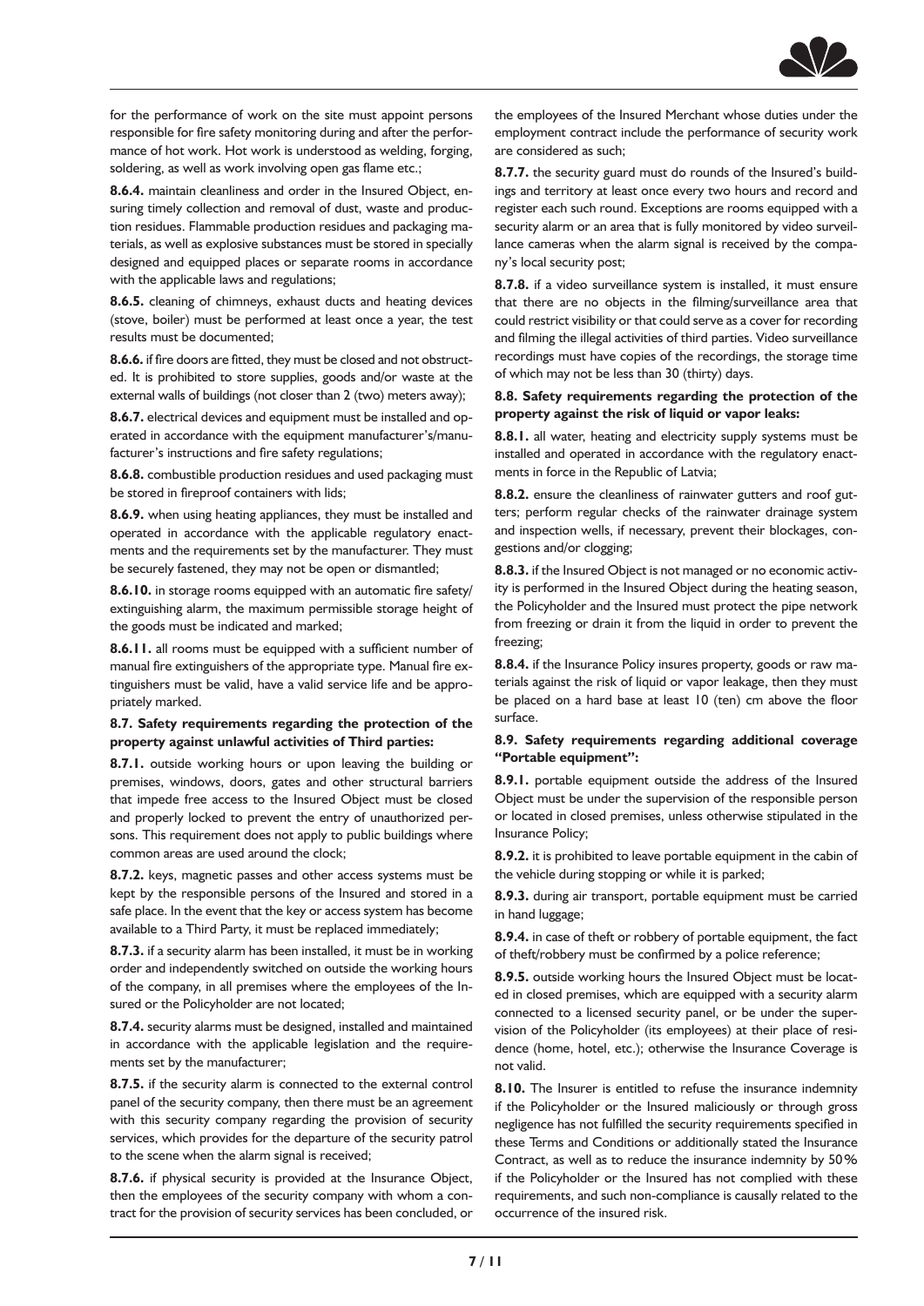for the performance of work on the site must appoint persons responsible for fire safety monitoring during and after the performance of hot work. Hot work is understood as welding, forging, soldering, as well as work involving open gas flame etc.;

**8.6.4.** maintain cleanliness and order in the Insured Object, ensuring timely collection and removal of dust, waste and production residues. Flammable production residues and packaging materials, as well as explosive substances must be stored in specially designed and equipped places or separate rooms in accordance with the applicable laws and regulations;

**8.6.5.** cleaning of chimneys, exhaust ducts and heating devices (stove, boiler) must be performed at least once a year, the test results must be documented;

**8.6.6.** if fire doors are fitted, they must be closed and not obstructed. It is prohibited to store supplies, goods and/or waste at the external walls of buildings (not closer than 2 (two) meters away);

**8.6.7.** electrical devices and equipment must be installed and operated in accordance with the equipment manufacturer's/manufacturer's instructions and fire safety regulations;

**8.6.8.** combustible production residues and used packaging must be stored in fireproof containers with lids;

**8.6.9.** when using heating appliances, they must be installed and operated in accordance with the applicable regulatory enactments and the requirements set by the manufacturer. They must be securely fastened, they may not be open or dismantled;

**8.6.10.** in storage rooms equipped with an automatic fire safety/ extinguishing alarm, the maximum permissible storage height of the goods must be indicated and marked;

**8.6.11.** all rooms must be equipped with a sufficient number of manual fire extinguishers of the appropriate type. Manual fire extinguishers must be valid, have a valid service life and be appropriately marked.

**8.7. Safety requirements regarding the protection of the property against unlawful activities of Third parties:**

**8.7.1.** outside working hours or upon leaving the building or premises, windows, doors, gates and other structural barriers that impede free access to the Insured Object must be closed and properly locked to prevent the entry of unauthorized persons. This requirement does not apply to public buildings where common areas are used around the clock;

**8.7.2.** keys, magnetic passes and other access systems must be kept by the responsible persons of the Insured and stored in a safe place. In the event that the key or access system has become available to a Third Party, it must be replaced immediately;

**8.7.3.** if a security alarm has been installed, it must be in working order and independently switched on outside the working hours of the company, in all premises where the employees of the Insured or the Policyholder are not located;

**8.7.4.** security alarms must be designed, installed and maintained in accordance with the applicable legislation and the requirements set by the manufacturer;

**8.7.5.** if the security alarm is connected to the external control panel of the security company, then there must be an agreement with this security company regarding the provision of security services, which provides for the departure of the security patrol to the scene when the alarm signal is received;

**8.7.6.** if physical security is provided at the Insurance Object, then the employees of the security company with whom a contract for the provision of security services has been concluded, or the employees of the Insured Merchant whose duties under the employment contract include the performance of security work are considered as such;

**8.7.7.** the security guard must do rounds of the Insured's buildings and territory at least once every two hours and record and register each such round. Exceptions are rooms equipped with a security alarm or an area that is fully monitored by video surveillance cameras when the alarm signal is received by the company's local security post;

**8.7.8.** if a video surveillance system is installed, it must ensure that there are no objects in the filming/surveillance area that could restrict visibility or that could serve as a cover for recording and filming the illegal activities of third parties. Video surveillance recordings must have copies of the recordings, the storage time of which may not be less than 30 (thirty) days.

**8.8. Safety requirements regarding the protection of the property against the risk of liquid or vapor leaks:**

**8.8.1.** all water, heating and electricity supply systems must be installed and operated in accordance with the regulatory enactments in force in the Republic of Latvia;

**8.8.2.** ensure the cleanliness of rainwater gutters and roof gutters; perform regular checks of the rainwater drainage system and inspection wells, if necessary, prevent their blockages, congestions and/or clogging;

**8.8.3.** if the Insured Object is not managed or no economic activity is performed in the Insured Object during the heating season, the Policyholder and the Insured must protect the pipe network from freezing or drain it from the liquid in order to prevent the freezing;

**8.8.4.** if the Insurance Policy insures property, goods or raw materials against the risk of liquid or vapor leakage, then they must be placed on a hard base at least 10 (ten) cm above the floor surface.

**8.9. Safety requirements regarding additional coverage "Portable equipment":**

**8.9.1.** portable equipment outside the address of the Insured Object must be under the supervision of the responsible person or located in closed premises, unless otherwise stipulated in the Insurance Policy;

**8.9.2.** it is prohibited to leave portable equipment in the cabin of the vehicle during stopping or while it is parked;

**8.9.3.** during air transport, portable equipment must be carried in hand luggage;

**8.9.4.** in case of theft or robbery of portable equipment, the fact of theft/robbery must be confirmed by a police reference;

**8.9.5.** outside working hours the Insured Object must be located in closed premises, which are equipped with a security alarm connected to a licensed security panel, or be under the supervision of the Policyholder (its employees) at their place of residence (home, hotel, etc.); otherwise the Insurance Coverage is not valid.

**8.10.** The Insurer is entitled to refuse the insurance indemnity if the Policyholder or the Insured maliciously or through gross negligence has not fulfilled the security requirements specified in these Terms and Conditions or additionally stated the Insurance Contract, as well as to reduce the insurance indemnity by 50% if the Policyholder or the Insured has not complied with these requirements, and such non-compliance is causally related to the occurrence of the insured risk.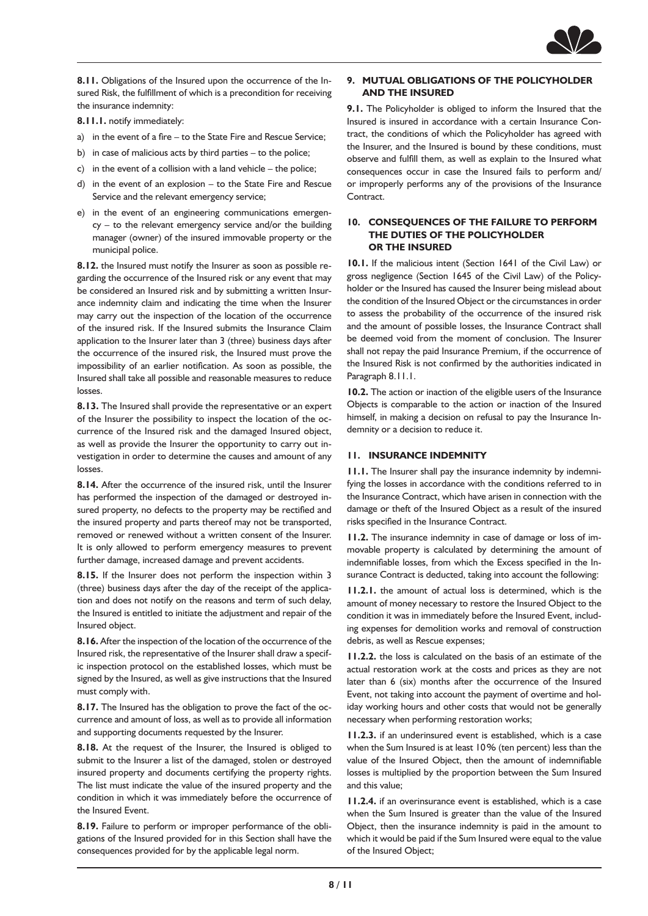**8.11.** Obligations of the Insured upon the occurrence of the Insured Risk, the fulfillment of which is a precondition for receiving the insurance indemnity:

**8.11.1.** notify immediately:

a) in the event of a fire – to the State Fire and Rescue Service;

b) in case of malicious acts by third parties – to the police;

c) in the event of a collision with a land vehicle – the police;

d) in the event of an explosion – to the State Fire and Rescue Service and the relevant emergency service;

e) in the event of an engineering communications emergency – to the relevant emergency service and/or the building manager (owner) of the insured immovable property or the municipal police.

**8.12.** the Insured must notify the Insurer as soon as possible regarding the occurrence of the Insured risk or any event that may be considered an Insured risk and by submitting a written Insurance indemnity claim and indicating the time when the Insurer may carry out the inspection of the location of the occurrence of the insured risk. If the Insured submits the Insurance Claim application to the Insurer later than 3 (three) business days after the occurrence of the insured risk, the Insured must prove the impossibility of an earlier notification. As soon as possible, the Insured shall take all possible and reasonable measures to reduce losses.

**8.13.** The Insured shall provide the representative or an expert of the Insurer the possibility to inspect the location of the occurrence of the Insured risk and the damaged Insured object, as well as provide the Insurer the opportunity to carry out investigation in order to determine the causes and amount of any losses.

**8.14.** After the occurrence of the insured risk, until the Insurer has performed the inspection of the damaged or destroyed insured property, no defects to the property may be rectified and the insured property and parts thereof may not be transported, removed or renewed without a written consent of the Insurer. It is only allowed to perform emergency measures to prevent further damage, increased damage and prevent accidents.

**8.15.** If the Insurer does not perform the inspection within 3 (three) business days after the day of the receipt of the application and does not notify on the reasons and term of such delay, the Insured is entitled to initiate the adjustment and repair of the Insured object.

**8.16.** After the inspection of the location of the occurrence of the Insured risk, the representative of the Insurer shall draw a specific inspection protocol on the established losses, which must be signed by the Insured, as well as give instructions that the Insured must comply with.

**8.17.** The Insured has the obligation to prove the fact of the occurrence and amount of loss, as well as to provide all information and supporting documents requested by the Insurer.

**8.18.** At the request of the Insurer, the Insured is obliged to submit to the Insurer a list of the damaged, stolen or destroyed insured property and documents certifying the property rights. The list must indicate the value of the insured property and the condition in which it was immediately before the occurrence of the Insured Event.

**8.19.** Failure to perform or improper performance of the obligations of the Insured provided for in this Section shall have the consequences provided for by the applicable legal norm.

## 9. MUTUAL OBLIGATIONS OF THE POLICYHOLDER AND THE INSURED

**9.1.** The Policyholder is obliged to inform the Insured that the Insured is insured in accordance with a certain Insurance Contract, the conditions of which the Policyholder has agreed with the Insurer, and the Insured is bound by these conditions, must observe and fulfill them, as well as explain to the Insured what consequences occur in case the Insured fails to perform and/or improperly performs any of the provisions of the Insurance Contract.

## 10. CONSEQUENCES OF THE FAILURE TO PERFORM THE DUTIES OF THE POLICYHOLDER OR THE INSURED

**10.1.** If the malicious intent (Section 1641 of the Civil Law) or gross negligence (Section 1645 of the Civil Law) of the Policyholder or the Insured has caused the Insurer being mislead about the condition of the Insured Object or the circumstances in order to assess the probability of the occurrence of the insured risk and the amount of possible losses, the Insurance Contract shall be deemed void from the moment of conclusion. The Insurer shall not repay the paid Insurance Premium, if the occurrence of the Insured Risk is not confirmed by the authorities indicated in Paragraph 8.11.1.

**10.2.** The action or inaction of the eligible users of the Insurance Objects is comparable to the action or inaction of the Insured himself, in making a decision on refusal to pay the Insurance Indemnity or a decision to reduce it.

## 11. INSURANCE INDEMNITY

**11.1.** The Insurer shall pay the insurance indemnity by indemnifying the losses in accordance with the conditions referred to in the Insurance Contract, which have arisen in connection with the damage or theft of the Insured Object as a result of the insured risks specified in the Insurance Contract.

**11.2.** The insurance indemnity in case of damage or loss of immovable property is calculated by determining the amount of indemnifiable losses, from which the Excess specified in the Insurance Contract is deducted, taking into account the following:

**11.2.1.** the amount of actual loss is determined, which is the amount of money necessary to restore the Insured Object to the condition it was in immediately before the Insured Event, including expenses for demolition works and removal of construction debris, as well as Rescue expenses;

**11.2.2.** the loss is calculated on the basis of an estimate of the actual restoration work at the costs and prices as they are not later than 6 (six) months after the occurrence of the Insured Event, not taking into account the payment of overtime and holiday working hours and other costs that would not be generally necessary when performing restoration works;

**11.2.3.** if an underinsured event is established, which is a case when the Sum Insured is at least 10% (ten percent) less than the value of the Insured Object, then the amount of indemnifiable losses is multiplied by the proportion between the Sum Insured and this value;

**11.2.4.** if an overinsurance event is established, which is a case when the Sum Insured is greater than the value of the Insured Object, then the insurance indemnity is paid in the amount to which it would be paid if the Sum Insured were equal to the value of the Insured Object;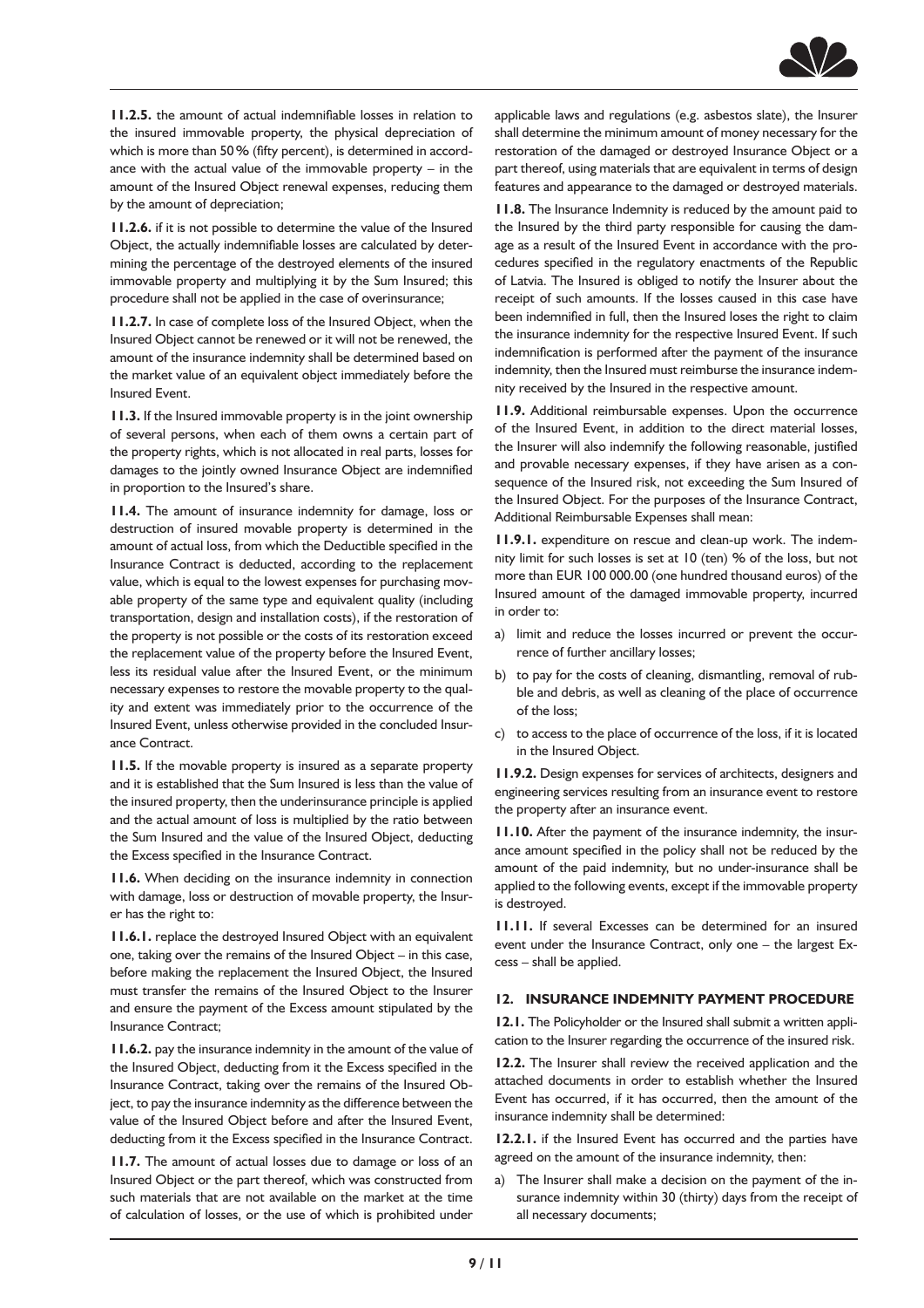**11.2.5.** the amount of actual indemnifiable losses in relation to the insured immovable property, the physical depreciation of which is more than 50% (fifty percent), is determined in accordance with the actual value of the immovable property – in the amount of the Insured Object renewal expenses, reducing them by the amount of depreciation;

**11.2.6.** if it is not possible to determine the value of the Insured Object, the actually indemnifiable losses are calculated by determining the percentage of the destroyed elements of the insured immovable property and multiplying it by the Sum Insured; this procedure shall not be applied in the case of overinsurance;

**11.2.7.** In case of complete loss of the Insured Object, when the Insured Object cannot be renewed or it will not be renewed, the amount of the insurance indemnity shall be determined based on the market value of an equivalent object immediately before the Insured Event.

**11.3.** If the Insured immovable property is in the joint ownership of several persons, when each of them owns a certain part of the property rights, which is not allocated in real parts, losses for damages to the jointly owned Insurance Object are indemnified in proportion to the Insured's share.

**11.4.** The amount of insurance indemnity for damage, loss or destruction of insured movable property is determined in the amount of actual loss, from which the Deductible specified in the Insurance Contract is deducted, according to the replacement value, which is equal to the lowest expenses for purchasing movable property of the same type and equivalent quality (including transportation, design and installation costs), if the restoration of the property is not possible or the costs of its restoration exceed the replacement value of the property before the Insured Event, less its residual value after the Insured Event, or the minimum necessary expenses to restore the movable property to the quality and extent was immediately prior to the occurrence of the Insured Event, unless otherwise provided in the concluded Insurance Contract.

**11.5.** If the movable property is insured as a separate property and it is established that the Sum Insured is less than the value of the insured property, then the underinsurance principle is applied and the actual amount of loss is multiplied by the ratio between the Sum Insured and the value of the Insured Object, deducting the Excess specified in the Insurance Contract.

**11.6.** When deciding on the insurance indemnity in connection with damage, loss or destruction of movable property, the Insurer has the right to:

**11.6.1.** replace the destroyed Insured Object with an equivalent one, taking over the remains of the Insured Object – in this case, before making the replacement the Insured Object, the Insured must transfer the remains of the Insured Object to the Insurer and ensure the payment of the Excess amount stipulated by the Insurance Contract;

**11.6.2.** pay the insurance indemnity in the amount of the value of the Insured Object, deducting from it the Excess specified in the Insurance Contract, taking over the remains of the Insured Object, to pay the insurance indemnity as the difference between the value of the Insured Object before and after the Insured Event, deducting from it the Excess specified in the Insurance Contract.

**11.7.** The amount of actual losses due to damage or loss of an Insured Object or the part thereof, which was constructed from such materials that are not available on the market at the time of calculation of losses, or the use of which is prohibited under applicable laws and regulations (e.g. asbestos slate), the Insurer shall determine the minimum amount of money necessary for the restoration of the damaged or destroyed Insurance Object or a part thereof, using materials that are equivalent in terms of design features and appearance to the damaged or destroyed materials.

**11.8.** The Insurance Indemnity is reduced by the amount paid to the Insured by the third party responsible for causing the damage as a result of the Insured Event in accordance with the procedures specified in the regulatory enactments of the Republic of Latvia. The Insured is obliged to notify the Insurer about the receipt of such amounts. If the losses caused in this case have been indemnified in full, then the Insured loses the right to claim the insurance indemnity for the respective Insured Event. If such indemnification is performed after the payment of the insurance indemnity, then the Insured must reimburse the insurance indemnity received by the Insured in the respective amount.

**11.9.** Additional reimbursable expenses. Upon the occurrence of the Insured Event, in addition to the direct material losses, the Insurer will also indemnify the following reasonable, justified and provable necessary expenses, if they have arisen as a consequence of the Insured risk, not exceeding the Sum Insured of the Insured Object. For the purposes of the Insurance Contract, Additional Reimbursable Expenses shall mean:

**11.9.1.** expenditure on rescue and clean-up work. The indemnity limit for such losses is set at 10 (ten) % of the loss, but not more than EUR 100 000.00 (one hundred thousand euros) of the Insured amount of the damaged immovable property, incurred in order to:

a) limit and reduce the losses incurred or prevent the occurrence of further ancillary losses;
b) to pay for the costs of cleaning, dismantling, removal of rubble and debris, as well as cleaning of the place of occurrence of the loss;
c) to access to the place of occurrence of the loss, if it is located in the Insured Object.

**11.9.2.** Design expenses for services of architects, designers and engineering services resulting from an insurance event to restore the property after an insurance event.

**11.10.** After the payment of the insurance indemnity, the insurance amount specified in the policy shall not be reduced by the amount of the paid indemnity, but no under-insurance shall be applied to the following events, except if the immovable property is destroyed.

**11.11.** If several Excesses can be determined for an insured event under the Insurance Contract, only one – the largest Excess – shall be applied.

## 12. INSURANCE INDEMNITY PAYMENT PROCEDURE

**12.1.** The Policyholder or the Insured shall submit a written application to the Insurer regarding the occurrence of the insured risk.

**12.2.** The Insurer shall review the received application and the attached documents in order to establish whether the Insured Event has occurred, if it has occurred, then the amount of the insurance indemnity shall be determined:

**12.2.1.** if the Insured Event has occurred and the parties have agreed on the amount of the insurance indemnity, then:

a) The Insurer shall make a decision on the payment of the insurance indemnity within 30 (thirty) days from the receipt of all necessary documents;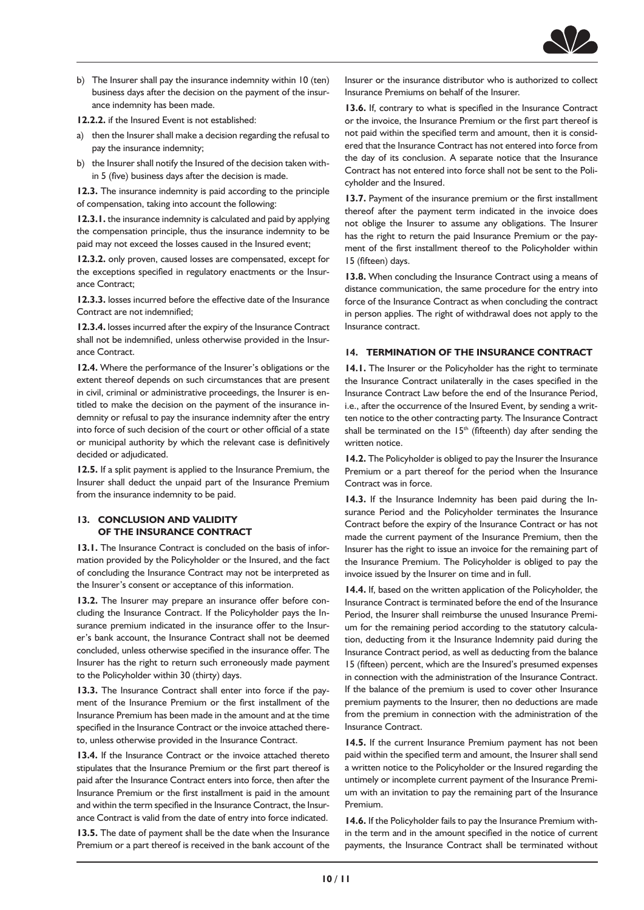b) The Insurer shall pay the insurance indemnity within 10 (ten) business days after the decision on the payment of the insurance indemnity has been made.

**12.2.2.** if the Insured Event is not established:

a) then the Insurer shall make a decision regarding the refusal to pay the insurance indemnity;

b) the Insurer shall notify the Insured of the decision taken within 5 (five) business days after the decision is made.

**12.3.** The insurance indemnity is paid according to the principle of compensation, taking into account the following:

**12.3.1.** the insurance indemnity is calculated and paid by applying the compensation principle, thus the insurance indemnity to be paid may not exceed the losses caused in the Insured event;

**12.3.2.** only proven, caused losses are compensated, except for the exceptions specified in regulatory enactments or the Insurance Contract;

**12.3.3.** losses incurred before the effective date of the Insurance Contract are not indemnified;

**12.3.4.** losses incurred after the expiry of the Insurance Contract shall not be indemnified, unless otherwise provided in the Insurance Contract.

**12.4.** Where the performance of the Insurer's obligations or the extent thereof depends on such circumstances that are present in civil, criminal or administrative proceedings, the Insurer is entitled to make the decision on the payment of the insurance indemnity or refusal to pay the insurance indemnity after the entry into force of such decision of the court or other official of a state or municipal authority by which the relevant case is definitively decided or adjudicated.

**12.5.** If a split payment is applied to the Insurance Premium, the Insurer shall deduct the unpaid part of the Insurance Premium from the insurance indemnity to be paid.

## 13. CONCLUSION AND VALIDITY OF THE INSURANCE CONTRACT

**13.1.** The Insurance Contract is concluded on the basis of information provided by the Policyholder or the Insured, and the fact of concluding the Insurance Contract may not be interpreted as the Insurer's consent or acceptance of this information.

**13.2.** The Insurer may prepare an insurance offer before concluding the Insurance Contract. If the Policyholder pays the Insurance premium indicated in the insurance offer to the Insurer's bank account, the Insurance Contract shall not be deemed concluded, unless otherwise specified in the insurance offer. The Insurer has the right to return such erroneously made payment to the Policyholder within 30 (thirty) days.

**13.3.** The Insurance Contract shall enter into force if the payment of the Insurance Premium or the first installment of the Insurance Premium has been made in the amount and at the time specified in the Insurance Contract or the invoice attached thereto, unless otherwise provided in the Insurance Contract.

**13.4.** If the Insurance Contract or the invoice attached thereto stipulates that the Insurance Premium or the first part thereof is paid after the Insurance Contract enters into force, then after the Insurance Premium or the first installment is paid in the amount and within the term specified in the Insurance Contract, the Insurance Contract is valid from the date of entry into force indicated.

**13.5.** The date of payment shall be the date when the Insurance Premium or a part thereof is received in the bank account of the Insurer or the insurance distributor who is authorized to collect Insurance Premiums on behalf of the Insurer.

**13.6.** If, contrary to what is specified in the Insurance Contract or the invoice, the Insurance Premium or the first part thereof is not paid within the specified term and amount, then it is considered that the Insurance Contract has not entered into force from the day of its conclusion. A separate notice that the Insurance Contract has not entered into force shall not be sent to the Policyholder and the Insured.

**13.7.** Payment of the insurance premium or the first installment thereof after the payment term indicated in the invoice does not oblige the Insurer to assume any obligations. The Insurer has the right to return the paid Insurance Premium or the payment of the first installment thereof to the Policyholder within 15 (fifteen) days.

**13.8.** When concluding the Insurance Contract using a means of distance communication, the same procedure for the entry into force of the Insurance Contract as when concluding the contract in person applies. The right of withdrawal does not apply to the Insurance contract.

## 14. TERMINATION OF THE INSURANCE CONTRACT

**14.1.** The Insurer or the Policyholder has the right to terminate the Insurance Contract unilaterally in the cases specified in the Insurance Contract Law before the end of the Insurance Period, i.e., after the occurrence of the Insured Event, by sending a written notice to the other contracting party. The Insurance Contract shall be terminated on the 15th (fifteenth) day after sending the written notice.

**14.2.** The Policyholder is obliged to pay the Insurer the Insurance Premium or a part thereof for the period when the Insurance Contract was in force.

**14.3.** If the Insurance Indemnity has been paid during the Insurance Period and the Policyholder terminates the Insurance Contract before the expiry of the Insurance Contract or has not made the current payment of the Insurance Premium, then the Insurer has the right to issue an invoice for the remaining part of the Insurance Premium. The Policyholder is obliged to pay the invoice issued by the Insurer on time and in full.

**14.4.** If, based on the written application of the Policyholder, the Insurance Contract is terminated before the end of the Insurance Period, the Insurer shall reimburse the unused Insurance Premium for the remaining period according to the statutory calculation, deducting from it the Insurance Indemnity paid during the Insurance Contract period, as well as deducting from the balance 15 (fifteen) percent, which are the Insured's presumed expenses in connection with the administration of the Insurance Contract. If the balance of the premium is used to cover other Insurance premium payments to the Insurer, then no deductions are made from the premium in connection with the administration of the Insurance Contract.

**14.5.** If the current Insurance Premium payment has not been paid within the specified term and amount, the Insurer shall send a written notice to the Policyholder or the Insured regarding the untimely or incomplete current payment of the Insurance Premium with an invitation to pay the remaining part of the Insurance Premium.

**14.6.** If the Policyholder fails to pay the Insurance Premium within the term and in the amount specified in the notice of current payments, the Insurance Contract shall be terminated without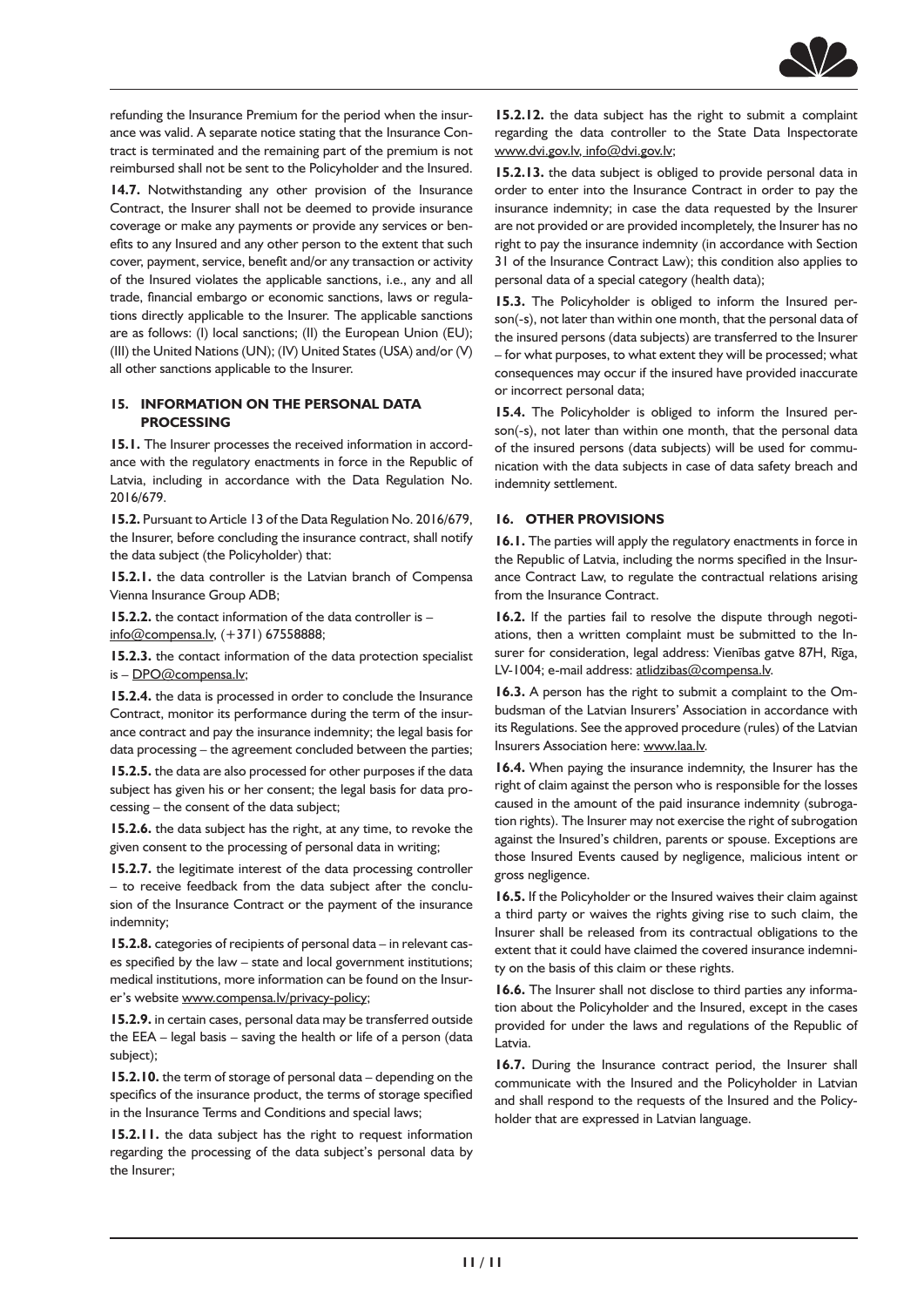refunding the Insurance Premium for the period when the insurance was valid. A separate notice stating that the Insurance Contract is terminated and the remaining part of the premium is not reimbursed shall not be sent to the Policyholder and the Insured.

**14.7.** Notwithstanding any other provision of the Insurance Contract, the Insurer shall not be deemed to provide insurance coverage or make any payments or provide any services or benefits to any Insured and any other person to the extent that such cover, payment, service, benefit and/or any transaction or activity of the Insured violates the applicable sanctions, i.e., any and all trade, financial embargo or economic sanctions, laws or regulations directly applicable to the Insurer. The applicable sanctions are as follows: (I) local sanctions; (II) the European Union (EU); (III) the United Nations (UN); (IV) United States (USA) and/or (V) all other sanctions applicable to the Insurer.

## 15. INFORMATION ON THE PERSONAL DATA PROCESSING

**15.1.** The Insurer processes the received information in accordance with the regulatory enactments in force in the Republic of Latvia, including in accordance with the Data Regulation No. 2016/679.

**15.2.** Pursuant to Article 13 of the Data Regulation No. 2016/679, the Insurer, before concluding the insurance contract, shall notify the data subject (the Policyholder) that:

**15.2.1.** the data controller is the Latvian branch of Compensa Vienna Insurance Group ADB;

**15.2.2.** the contact information of the data controller is – info@compensa.lv, (+371) 67558888;

**15.2.3.** the contact information of the data protection specialist is – DPO@compensa.lv;

**15.2.4.** the data is processed in order to conclude the Insurance Contract, monitor its performance during the term of the insurance contract and pay the insurance indemnity; the legal basis for data processing – the agreement concluded between the parties;

**15.2.5.** the data are also processed for other purposes if the data subject has given his or her consent; the legal basis for data processing – the consent of the data subject;

**15.2.6.** the data subject has the right, at any time, to revoke the given consent to the processing of personal data in writing;

**15.2.7.** the legitimate interest of the data processing controller – to receive feedback from the data subject after the conclusion of the Insurance Contract or the payment of the insurance indemnity;

**15.2.8.** categories of recipients of personal data – in relevant cases specified by the law – state and local government institutions; medical institutions, more information can be found on the Insurer's website www.compensa.lv/privacy-policy;

**15.2.9.** in certain cases, personal data may be transferred outside the EEA – legal basis – saving the health or life of a person (data subject);

**15.2.10.** the term of storage of personal data – depending on the specifics of the insurance product, the terms of storage specified in the Insurance Terms and Conditions and special laws;

**15.2.11.** the data subject has the right to request information regarding the processing of the data subject's personal data by the Insurer;

**15.2.12.** the data subject has the right to submit a complaint regarding the data controller to the State Data Inspectorate www.dvi.gov.lv, info@dvi.gov.lv;

**15.2.13.** the data subject is obliged to provide personal data in order to enter into the Insurance Contract in order to pay the insurance indemnity; in case the data requested by the Insurer are not provided or are provided incompletely, the Insurer has no right to pay the insurance indemnity (in accordance with Section 31 of the Insurance Contract Law); this condition also applies to personal data of a special category (health data);

**15.3.** The Policyholder is obliged to inform the Insured person(-s), not later than within one month, that the personal data of the insured persons (data subjects) are transferred to the Insurer – for what purposes, to what extent they will be processed; what consequences may occur if the insured have provided inaccurate or incorrect personal data;

**15.4.** The Policyholder is obliged to inform the Insured person(-s), not later than within one month, that the personal data of the insured persons (data subjects) will be used for communication with the data subjects in case of data safety breach and indemnity settlement.

## 16. OTHER PROVISIONS

**16.1.** The parties will apply the regulatory enactments in force in the Republic of Latvia, including the norms specified in the Insurance Contract Law, to regulate the contractual relations arising from the Insurance Contract.

**16.2.** If the parties fail to resolve the dispute through negotiations, then a written complaint must be submitted to the Insurer for consideration, legal address: Vienības gatve 87H, Rīga, LV-1004; e-mail address: atlidzibas@compensa.lv.

**16.3.** A person has the right to submit a complaint to the Ombudsman of the Latvian Insurers' Association in accordance with its Regulations. See the approved procedure (rules) of the Latvian Insurers Association here: www.laa.lv.

**16.4.** When paying the insurance indemnity, the Insurer has the right of claim against the person who is responsible for the losses caused in the amount of the paid insurance indemnity (subrogation rights). The Insurer may not exercise the right of subrogation against the Insured's children, parents or spouse. Exceptions are those Insured Events caused by negligence, malicious intent or gross negligence.

**16.5.** If the Policyholder or the Insured waives their claim against a third party or waives the rights giving rise to such claim, the Insurer shall be released from its contractual obligations to the extent that it could have claimed the covered insurance indemnity on the basis of this claim or these rights.

**16.6.** The Insurer shall not disclose to third parties any information about the Policyholder and the Insured, except in the cases provided for under the laws and regulations of the Republic of Latvia.

**16.7.** During the Insurance contract period, the Insurer shall communicate with the Insured and the Policyholder in Latvian and shall respond to the requests of the Insured and the Policyholder that are expressed in Latvian language.